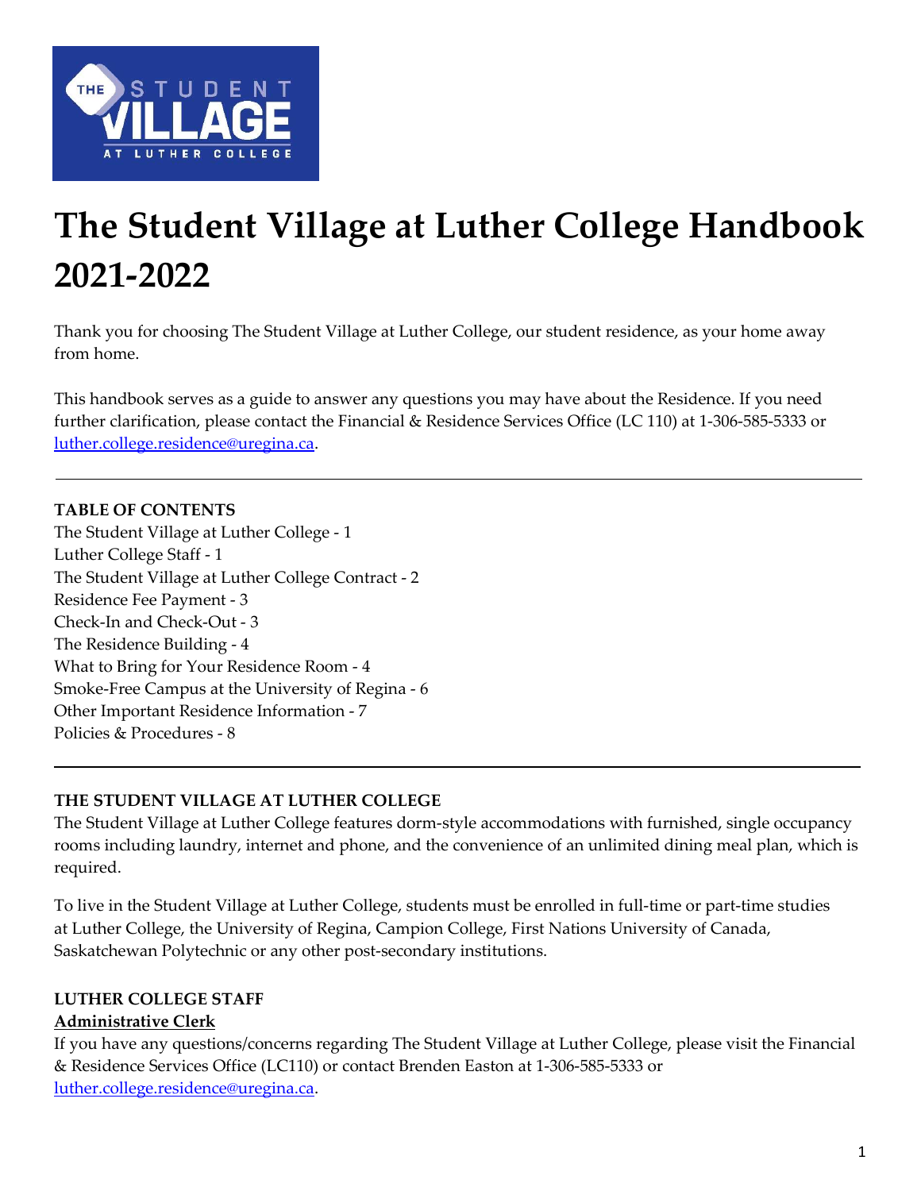# The Student Village at Luther College Handbook 2021-2022

Thank you for choosing The Student Village at Luther College, our student residence, as your home away from home.

This handbook serves as a guide to answer any questions you may have about the Residence. If you need further clarification, please contact the Financial & Residence Services Office (LC 110) at 1-306-585-5333 or luther.college.residence@uregina.ca.

---

**TABLE OF CONTENTS**

The Student Village at Luther College - 1
Luther College Staff - 1
The Student Village at Luther College Contract - 2
Residence Fee Payment - 3
Check-In and Check-Out - 3
The Residence Building - 4
What to Bring for Your Residence Room - 4
Smoke-Free Campus at the University of Regina - 6
Other Important Residence Information - 7
Policies & Procedures - 8

---

## THE STUDENT VILLAGE AT LUTHER COLLEGE

The Student Village at Luther College features dorm-style accommodations with furnished, single occupancy rooms including laundry, internet and phone, and the convenience of an unlimited dining meal plan, which is required.

To live in the Student Village at Luther College, students must be enrolled in full-time or part-time studies at Luther College, the University of Regina, Campion College, First Nations University of Canada, Saskatchewan Polytechnic or any other post-secondary institutions.

## LUTHER COLLEGE STAFF

### Administrative Clerk

If you have any questions/concerns regarding The Student Village at Luther College, please visit the Financial & Residence Services Office (LC110) or contact Brenden Easton at 1-306-585-5333 or luther.college.residence@uregina.ca.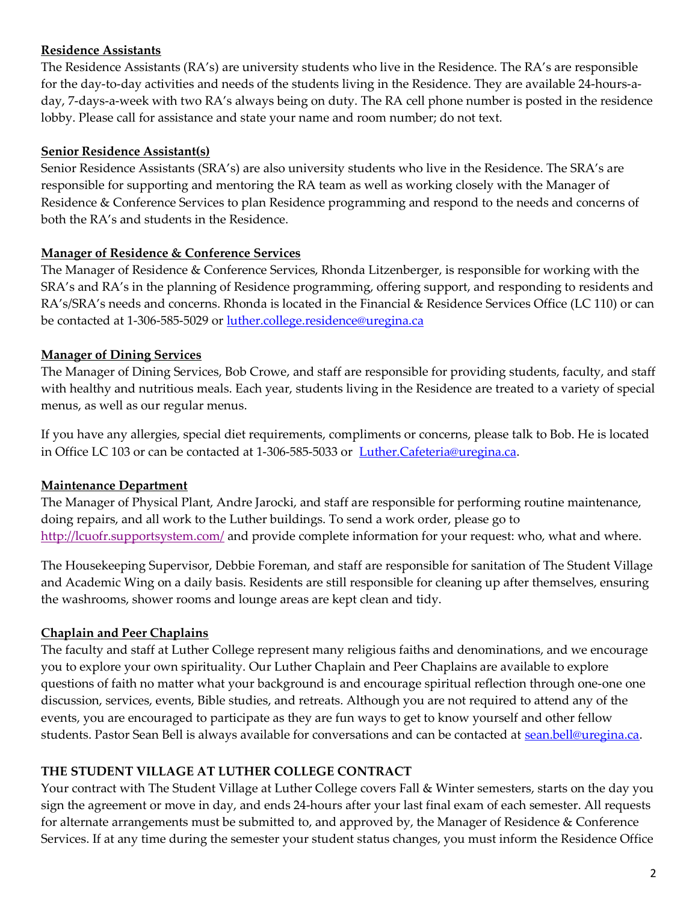**<u>Residence Assistants</u>**

The Residence Assistants (RA's) are university students who live in the Residence. The RA's are responsible for the day-to-day activities and needs of the students living in the Residence. They are available 24-hours-a-day, 7-days-a-week with two RA's always being on duty. The RA cell phone number is posted in the residence lobby. Please call for assistance and state your name and room number; do not text.

**<u>Senior Residence Assistant(s)</u>**

Senior Residence Assistants (SRA's) are also university students who live in the Residence. The SRA's are responsible for supporting and mentoring the RA team as well as working closely with the Manager of Residence & Conference Services to plan Residence programming and respond to the needs and concerns of both the RA's and students in the Residence.

**<u>Manager of Residence & Conference Services</u>**

The Manager of Residence & Conference Services, Rhonda Litzenberger, is responsible for working with the SRA's and RA's in the planning of Residence programming, offering support, and responding to residents and RA's/SRA's needs and concerns. Rhonda is located in the Financial & Residence Services Office (LC 110) or can be contacted at 1-306-585-5029 or [luther.college.residence@uregina.ca](mailto:luther.college.residence@uregina.ca)

**<u>Manager of Dining Services</u>**

The Manager of Dining Services, Bob Crowe, and staff are responsible for providing students, faculty, and staff with healthy and nutritious meals. Each year, students living in the Residence are treated to a variety of special menus, as well as our regular menus.

If you have any allergies, special diet requirements, compliments or concerns, please talk to Bob. He is located in Office LC 103 or can be contacted at 1-306-585-5033 or [Luther.Cafeteria@uregina.ca](mailto:Luther.Cafeteria@uregina.ca).

**<u>Maintenance Department</u>**

The Manager of Physical Plant, Andre Jarocki, and staff are responsible for performing routine maintenance, doing repairs, and all work to the Luther buildings. To send a work order, please go to [http://lcuofr.supportsystem.com/](http://lcuofr.supportsystem.com/) and provide complete information for your request: who, what and where.

The Housekeeping Supervisor, Debbie Foreman, and staff are responsible for sanitation of The Student Village and Academic Wing on a daily basis. Residents are still responsible for cleaning up after themselves, ensuring the washrooms, shower rooms and lounge areas are kept clean and tidy.

**<u>Chaplain and Peer Chaplains</u>**

The faculty and staff at Luther College represent many religious faiths and denominations, and we encourage you to explore your own spirituality. Our Luther Chaplain and Peer Chaplains are available to explore questions of faith no matter what your background is and encourage spiritual reflection through one-one one discussion, services, events, Bible studies, and retreats. Although you are not required to attend any of the events, you are encouraged to participate as they are fun ways to get to know yourself and other fellow students. Pastor Sean Bell is always available for conversations and can be contacted at [sean.bell@uregina.ca](mailto:sean.bell@uregina.ca).

## THE STUDENT VILLAGE AT LUTHER COLLEGE CONTRACT

Your contract with The Student Village at Luther College covers Fall & Winter semesters, starts on the day you sign the agreement or move in day, and ends 24-hours after your last final exam of each semester. All requests for alternate arrangements must be submitted to, and approved by, the Manager of Residence & Conference Services. If at any time during the semester your student status changes, you must inform the Residence Office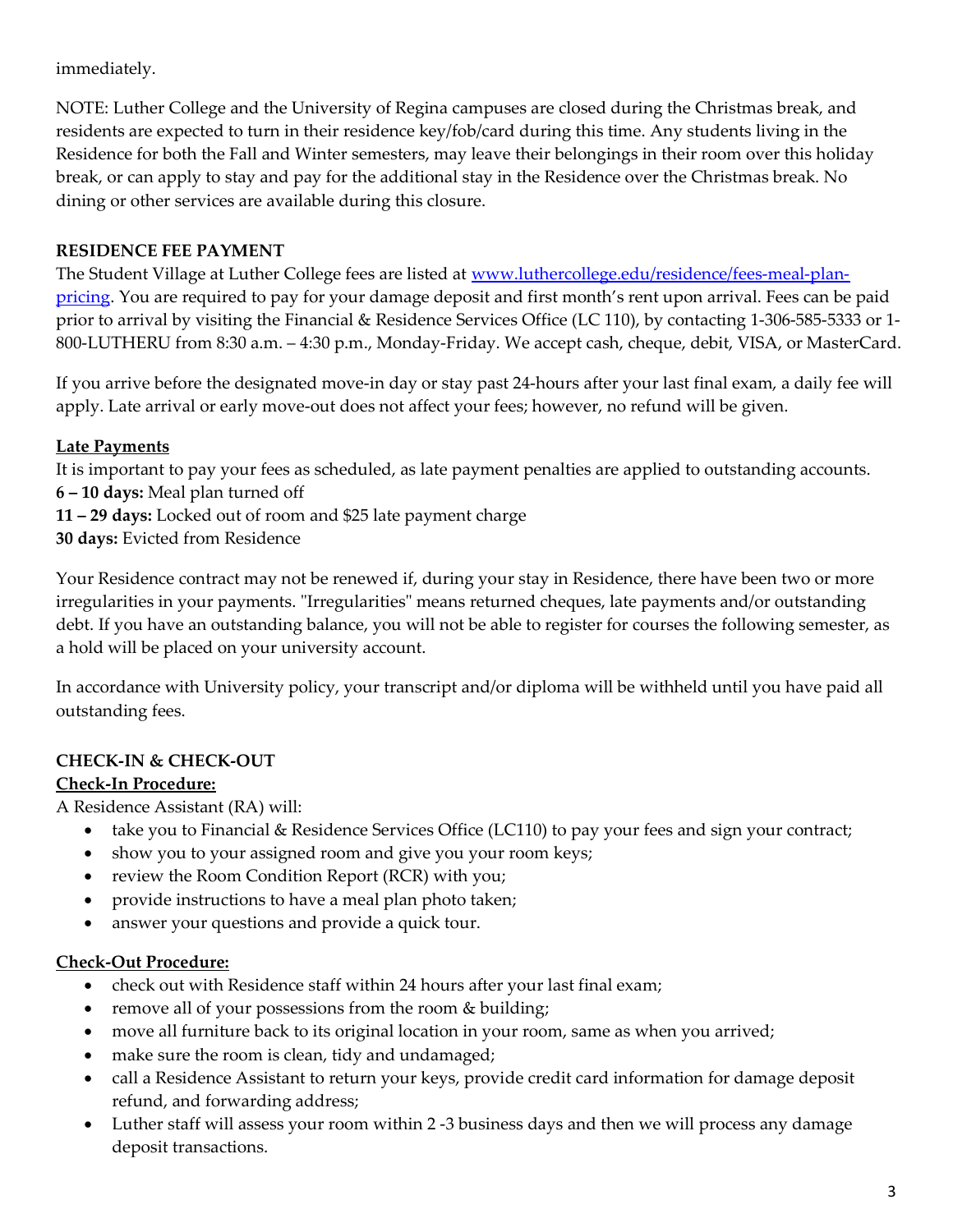immediately.

NOTE: Luther College and the University of Regina campuses are closed during the Christmas break, and residents are expected to turn in their residence key/fob/card during this time. Any students living in the Residence for both the Fall and Winter semesters, may leave their belongings in their room over this holiday break, or can apply to stay and pay for the additional stay in the Residence over the Christmas break. No dining or other services are available during this closure.

**RESIDENCE FEE PAYMENT**

The Student Village at Luther College fees are listed at [www.luthercollege.edu/residence/fees-meal-plan-pricing](www.luthercollege.edu/residence/fees-meal-plan-pricing). You are required to pay for your damage deposit and first month's rent upon arrival. Fees can be paid prior to arrival by visiting the Financial & Residence Services Office (LC 110), by contacting 1-306-585-5333 or 1-800-LUTHERU from 8:30 a.m. – 4:30 p.m., Monday-Friday. We accept cash, cheque, debit, VISA, or MasterCard.

If you arrive before the designated move-in day or stay past 24-hours after your last final exam, a daily fee will apply. Late arrival or early move-out does not affect your fees; however, no refund will be given.

**Late Payments**

It is important to pay your fees as scheduled, as late payment penalties are applied to outstanding accounts.
**6 – 10 days:** Meal plan turned off
**11 – 29 days:** Locked out of room and $25 late payment charge
**30 days:** Evicted from Residence

Your Residence contract may not be renewed if, during your stay in Residence, there have been two or more irregularities in your payments. "Irregularities" means returned cheques, late payments and/or outstanding debt. If you have an outstanding balance, you will not be able to register for courses the following semester, as a hold will be placed on your university account.

In accordance with University policy, your transcript and/or diploma will be withheld until you have paid all outstanding fees.

**CHECK-IN & CHECK-OUT**

**Check-In Procedure:**

A Residence Assistant (RA) will:

- take you to Financial & Residence Services Office (LC110) to pay your fees and sign your contract;
- show you to your assigned room and give you your room keys;
- review the Room Condition Report (RCR) with you;
- provide instructions to have a meal plan photo taken;
- answer your questions and provide a quick tour.

**Check-Out Procedure:**

- check out with Residence staff within 24 hours after your last final exam;
- remove all of your possessions from the room & building;
- move all furniture back to its original location in your room, same as when you arrived;
- make sure the room is clean, tidy and undamaged;
- call a Residence Assistant to return your keys, provide credit card information for damage deposit refund, and forwarding address;
- Luther staff will assess your room within 2 -3 business days and then we will process any damage deposit transactions.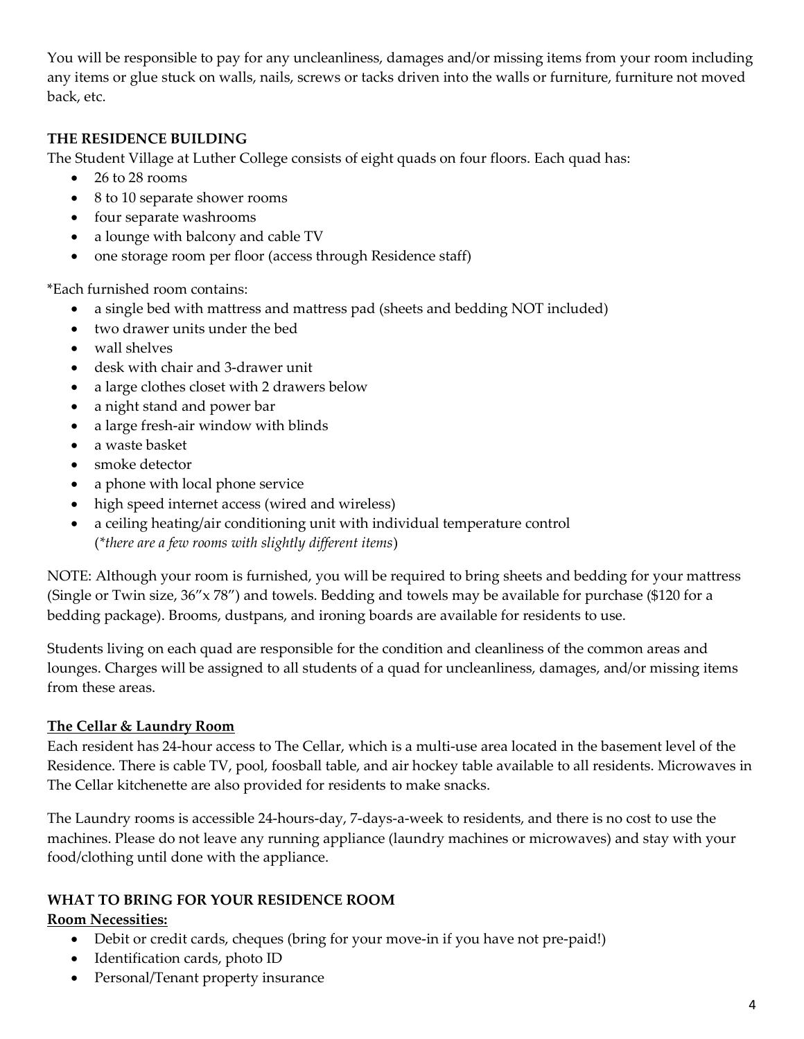You will be responsible to pay for any uncleanliness, damages and/or missing items from your room including any items or glue stuck on walls, nails, screws or tacks driven into the walls or furniture, furniture not moved back, etc.

## THE RESIDENCE BUILDING

The Student Village at Luther College consists of eight quads on four floors. Each quad has:

- 26 to 28 rooms
- 8 to 10 separate shower rooms
- four separate washrooms
- a lounge with balcony and cable TV
- one storage room per floor (access through Residence staff)

*Each furnished room contains:

- a single bed with mattress and mattress pad (sheets and bedding NOT included)
- two drawer units under the bed
- wall shelves
- desk with chair and 3-drawer unit
- a large clothes closet with 2 drawers below
- a night stand and power bar
- a large fresh-air window with blinds
- a waste basket
- smoke detector
- a phone with local phone service
- high speed internet access (wired and wireless)
- a ceiling heating/air conditioning unit with individual temperature control
  (*\*there are a few rooms with slightly different items*)

NOTE: Although your room is furnished, you will be required to bring sheets and bedding for your mattress (Single or Twin size, 36"x 78") and towels. Bedding and towels may be available for purchase ($120 for a bedding package). Brooms, dustpans, and ironing boards are available for residents to use.

Students living on each quad are responsible for the condition and cleanliness of the common areas and lounges. Charges will be assigned to all students of a quad for uncleanliness, damages, and/or missing items from these areas.

### The Cellar & Laundry Room

Each resident has 24-hour access to The Cellar, which is a multi-use area located in the basement level of the Residence. There is cable TV, pool, foosball table, and air hockey table available to all residents. Microwaves in The Cellar kitchenette are also provided for residents to make snacks.

The Laundry rooms is accessible 24-hours-day, 7-days-a-week to residents, and there is no cost to use the machines. Please do not leave any running appliance (laundry machines or microwaves) and stay with your food/clothing until done with the appliance.

## WHAT TO BRING FOR YOUR RESIDENCE ROOM

### Room Necessities:

- Debit or credit cards, cheques (bring for your move-in if you have not pre-paid!)
- Identification cards, photo ID
- Personal/Tenant property insurance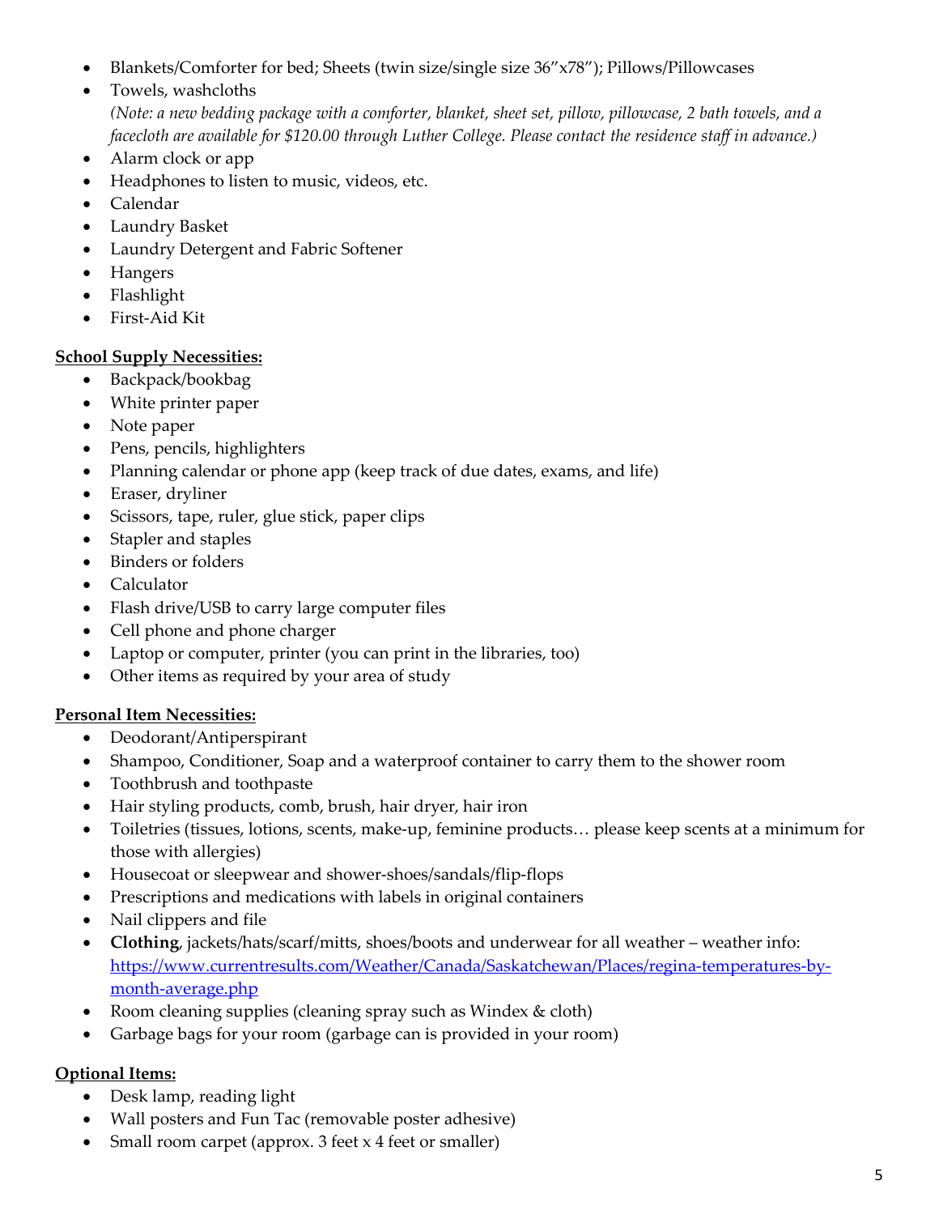- Blankets/Comforter for bed; Sheets (twin size/single size 36”x78”); Pillows/Pillowcases
- Towels, washcloths
  *(Note: a new bedding package with a comforter, blanket, sheet set, pillow, pillowcase, 2 bath towels, and a facecloth are available for $120.00 through Luther College. Please contact the residence staff in advance.)*
- Alarm clock or app
- Headphones to listen to music, videos, etc.
- Calendar
- Laundry Basket
- Laundry Detergent and Fabric Softener
- Hangers
- Flashlight
- First-Aid Kit

**School Supply Necessities:**

- Backpack/bookbag
- White printer paper
- Note paper
- Pens, pencils, highlighters
- Planning calendar or phone app (keep track of due dates, exams, and life)
- Eraser, dryliner
- Scissors, tape, ruler, glue stick, paper clips
- Stapler and staples
- Binders or folders
- Calculator
- Flash drive/USB to carry large computer files
- Cell phone and phone charger
- Laptop or computer, printer (you can print in the libraries, too)
- Other items as required by your area of study

**Personal Item Necessities:**

- Deodorant/Antiperspirant
- Shampoo, Conditioner, Soap and a waterproof container to carry them to the shower room
- Toothbrush and toothpaste
- Hair styling products, comb, brush, hair dryer, hair iron
- Toiletries (tissues, lotions, scents, make-up, feminine products… please keep scents at a minimum for those with allergies)
- Housecoat or sleepwear and shower-shoes/sandals/flip-flops
- Prescriptions and medications with labels in original containers
- Nail clippers and file
- **Clothing**, jackets/hats/scarf/mitts, shoes/boots and underwear for all weather – weather info: https://www.currentresults.com/Weather/Canada/Saskatchewan/Places/regina-temperatures-by-month-average.php
- Room cleaning supplies (cleaning spray such as Windex & cloth)
- Garbage bags for your room (garbage can is provided in your room)

**Optional Items:**

- Desk lamp, reading light
- Wall posters and Fun Tac (removable poster adhesive)
- Small room carpet (approx. 3 feet x 4 feet or smaller)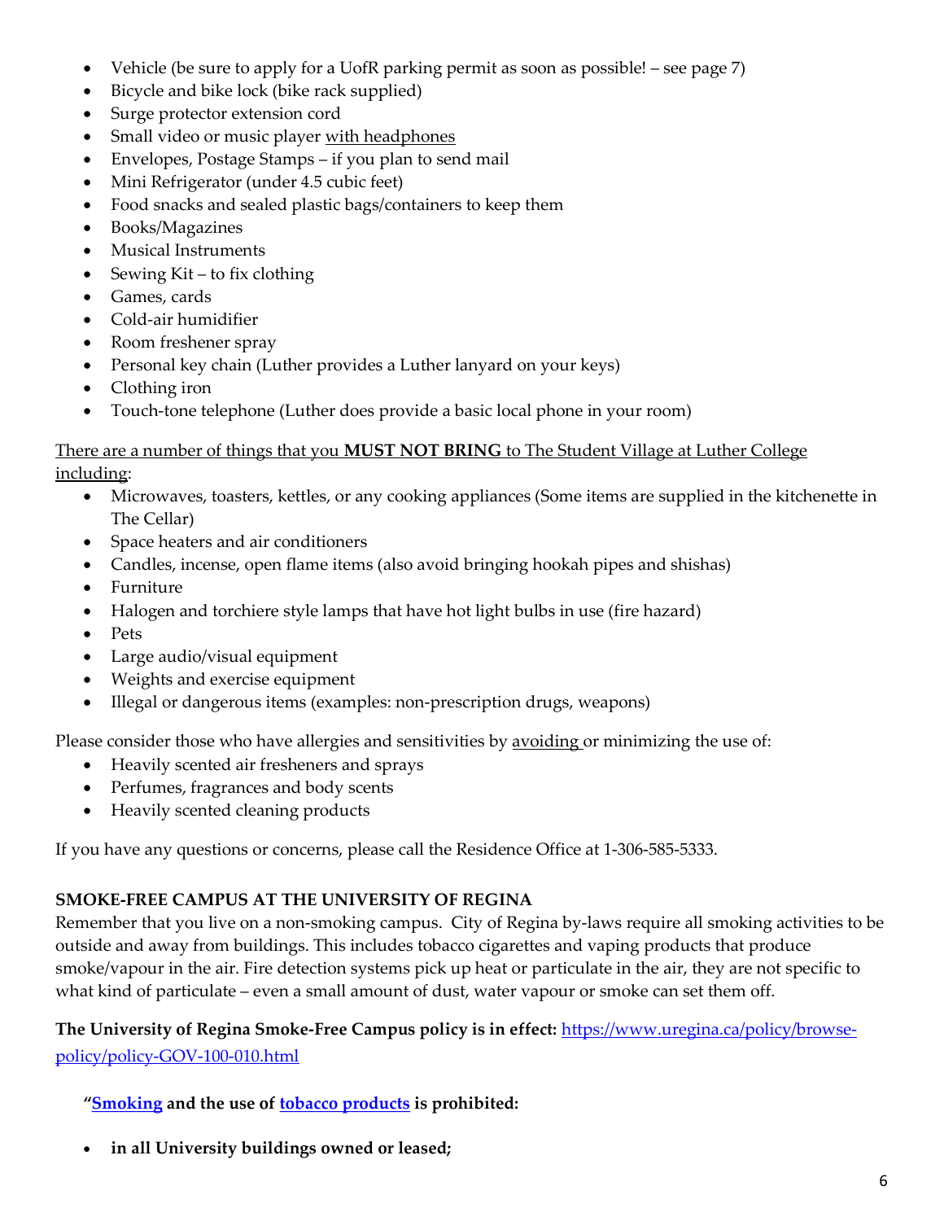- Vehicle (be sure to apply for a UofR parking permit as soon as possible! – see page 7)
- Bicycle and bike lock (bike rack supplied)
- Surge protector extension cord
- Small video or music player <u>with headphones</u>
- Envelopes, Postage Stamps – if you plan to send mail
- Mini Refrigerator (under 4.5 cubic feet)
- Food snacks and sealed plastic bags/containers to keep them
- Books/Magazines
- Musical Instruments
- Sewing Kit – to fix clothing
- Games, cards
- Cold-air humidifier
- Room freshener spray
- Personal key chain (Luther provides a Luther lanyard on your keys)
- Clothing iron
- Touch-tone telephone (Luther does provide a basic local phone in your room)

<u>There are a number of things that you **MUST NOT BRING** to The Student Village at Luther College including</u>:

- Microwaves, toasters, kettles, or any cooking appliances (Some items are supplied in the kitchenette in The Cellar)
- Space heaters and air conditioners
- Candles, incense, open flame items (also avoid bringing hookah pipes and shishas)
- Furniture
- Halogen and torchiere style lamps that have hot light bulbs in use (fire hazard)
- Pets
- Large audio/visual equipment
- Weights and exercise equipment
- Illegal or dangerous items (examples: non-prescription drugs, weapons)

Please consider those who have allergies and sensitivities by <u>avoiding</u> or minimizing the use of:

- Heavily scented air fresheners and sprays
- Perfumes, fragrances and body scents
- Heavily scented cleaning products

If you have any questions or concerns, please call the Residence Office at 1-306-585-5333.

**SMOKE-FREE CAMPUS AT THE UNIVERSITY OF REGINA**

Remember that you live on a non-smoking campus. City of Regina by-laws require all smoking activities to be outside and away from buildings. This includes tobacco cigarettes and vaping products that produce smoke/vapour in the air. Fire detection systems pick up heat or particulate in the air, they are not specific to what kind of particulate – even a small amount of dust, water vapour or smoke can set them off.

**The University of Regina Smoke-Free Campus policy is in effect:** https://www.uregina.ca/policy/browse-policy/policy-GOV-100-010.html

**"Smoking and the use of tobacco products is prohibited:**

- **in all University buildings owned or leased;**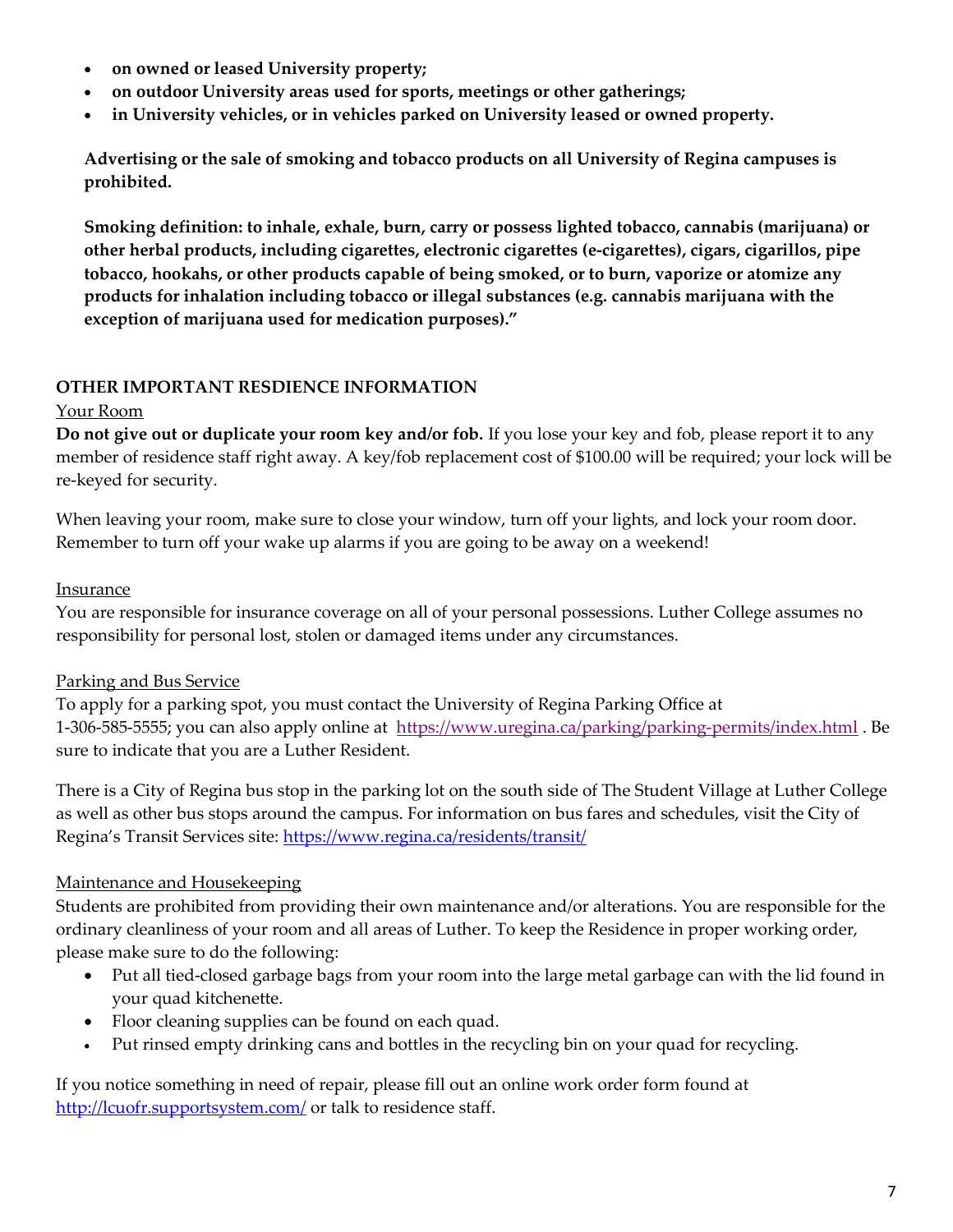- **on owned or leased University property;**
- **on outdoor University areas used for sports, meetings or other gatherings;**
- **in University vehicles, or in vehicles parked on University leased or owned property.**

**Advertising or the sale of smoking and tobacco products on all University of Regina campuses is prohibited.**

**Smoking definition: to inhale, exhale, burn, carry or possess lighted tobacco, cannabis (marijuana) or other herbal products, including cigarettes, electronic cigarettes (e-cigarettes), cigars, cigarillos, pipe tobacco, hookahs, or other products capable of being smoked, or to burn, vaporize or atomize any products for inhalation including tobacco or illegal substances (e.g. cannabis marijuana with the exception of marijuana used for medication purposes)."**

## OTHER IMPORTANT RESDIENCE INFORMATION

Your Room

**Do not give out or duplicate your room key and/or fob.** If you lose your key and fob, please report it to any member of residence staff right away. A key/fob replacement cost of $100.00 will be required; your lock will be re-keyed for security.

When leaving your room, make sure to close your window, turn off your lights, and lock your room door. Remember to turn off your wake up alarms if you are going to be away on a weekend!

Insurance

You are responsible for insurance coverage on all of your personal possessions. Luther College assumes no responsibility for personal lost, stolen or damaged items under any circumstances.

Parking and Bus Service

To apply for a parking spot, you must contact the University of Regina Parking Office at 1-306-585-5555; you can also apply online at https://www.uregina.ca/parking/parking-permits/index.html . Be sure to indicate that you are a Luther Resident.

There is a City of Regina bus stop in the parking lot on the south side of The Student Village at Luther College as well as other bus stops around the campus. For information on bus fares and schedules, visit the City of Regina's Transit Services site: https://www.regina.ca/residents/transit/

Maintenance and Housekeeping

Students are prohibited from providing their own maintenance and/or alterations. You are responsible for the ordinary cleanliness of your room and all areas of Luther. To keep the Residence in proper working order, please make sure to do the following:

- Put all tied-closed garbage bags from your room into the large metal garbage can with the lid found in your quad kitchenette.
- Floor cleaning supplies can be found on each quad.
- Put rinsed empty drinking cans and bottles in the recycling bin on your quad for recycling.

If you notice something in need of repair, please fill out an online work order form found at http://lcuofr.supportsystem.com/ or talk to residence staff.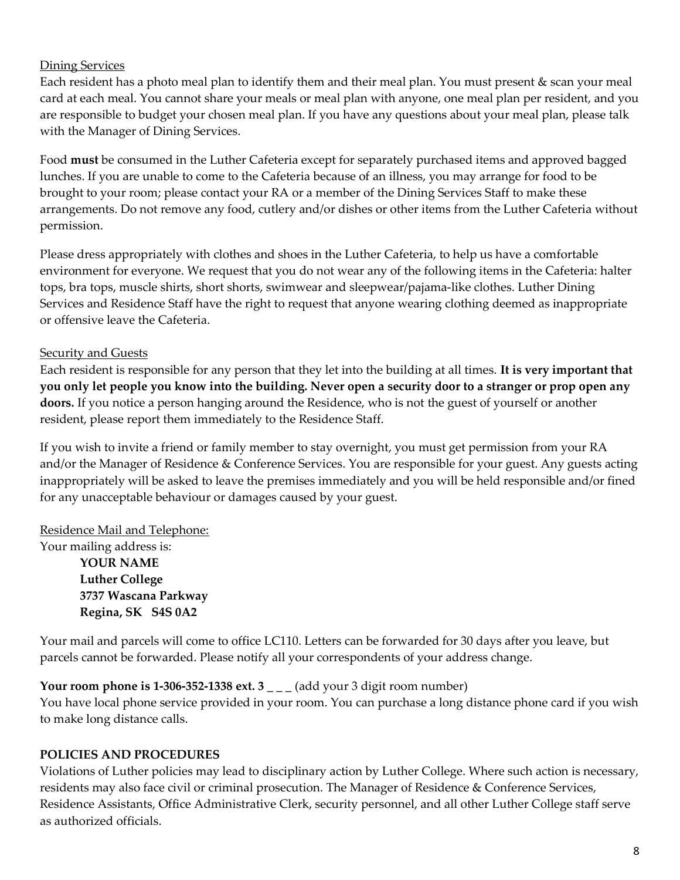Dining Services

Each resident has a photo meal plan to identify them and their meal plan. You must present & scan your meal card at each meal. You cannot share your meals or meal plan with anyone, one meal plan per resident, and you are responsible to budget your chosen meal plan. If you have any questions about your meal plan, please talk with the Manager of Dining Services.

Food **must** be consumed in the Luther Cafeteria except for separately purchased items and approved bagged lunches. If you are unable to come to the Cafeteria because of an illness, you may arrange for food to be brought to your room; please contact your RA or a member of the Dining Services Staff to make these arrangements. Do not remove any food, cutlery and/or dishes or other items from the Luther Cafeteria without permission.

Please dress appropriately with clothes and shoes in the Luther Cafeteria, to help us have a comfortable environment for everyone. We request that you do not wear any of the following items in the Cafeteria: halter tops, bra tops, muscle shirts, short shorts, swimwear and sleepwear/pajama-like clothes. Luther Dining Services and Residence Staff have the right to request that anyone wearing clothing deemed as inappropriate or offensive leave the Cafeteria.

Security and Guests

Each resident is responsible for any person that they let into the building at all times. **It is very important that you only let people you know into the building. Never open a security door to a stranger or prop open any doors.** If you notice a person hanging around the Residence, who is not the guest of yourself or another resident, please report them immediately to the Residence Staff.

If you wish to invite a friend or family member to stay overnight, you must get permission from your RA and/or the Manager of Residence & Conference Services. You are responsible for your guest. Any guests acting inappropriately will be asked to leave the premises immediately and you will be held responsible and/or fined for any unacceptable behaviour or damages caused by your guest.

Residence Mail and Telephone:

Your mailing address is:

**YOUR NAME**
**Luther College**
**3737 Wascana Parkway**
**Regina, SK S4S 0A2**

Your mail and parcels will come to office LC110. Letters can be forwarded for 30 days after you leave, but parcels cannot be forwarded. Please notify all your correspondents of your address change.

**Your room phone is 1-306-352-1338 ext. 3** _ _ _ (add your 3 digit room number)
You have local phone service provided in your room. You can purchase a long distance phone card if you wish to make long distance calls.

**POLICIES AND PROCEDURES**

Violations of Luther policies may lead to disciplinary action by Luther College. Where such action is necessary, residents may also face civil or criminal prosecution. The Manager of Residence & Conference Services, Residence Assistants, Office Administrative Clerk, security personnel, and all other Luther College staff serve as authorized officials.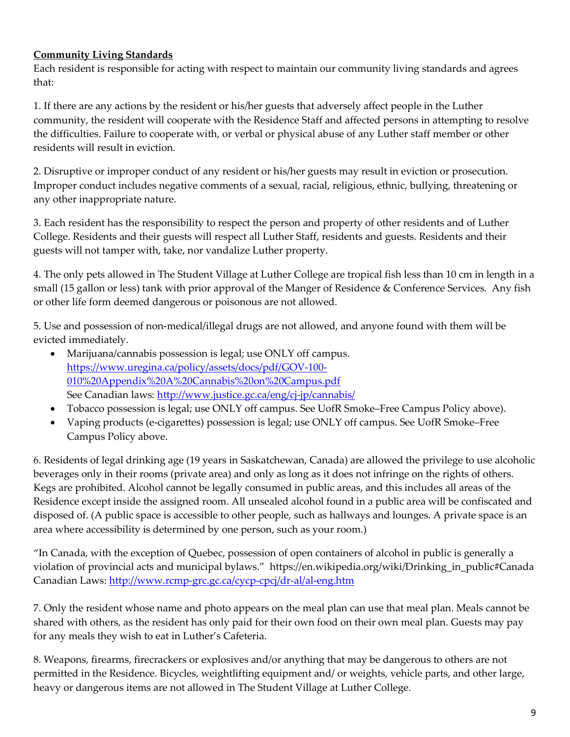**Community Living Standards**

Each resident is responsible for acting with respect to maintain our community living standards and agrees that:

1. If there are any actions by the resident or his/her guests that adversely affect people in the Luther community, the resident will cooperate with the Residence Staff and affected persons in attempting to resolve the difficulties. Failure to cooperate with, or verbal or physical abuse of any Luther staff member or other residents will result in eviction.

2. Disruptive or improper conduct of any resident or his/her guests may result in eviction or prosecution. Improper conduct includes negative comments of a sexual, racial, religious, ethnic, bullying, threatening or any other inappropriate nature.

3. Each resident has the responsibility to respect the person and property of other residents and of Luther College. Residents and their guests will respect all Luther Staff, residents and guests. Residents and their guests will not tamper with, take, nor vandalize Luther property.

4. The only pets allowed in The Student Village at Luther College are tropical fish less than 10 cm in length in a small (15 gallon or less) tank with prior approval of the Manger of Residence & Conference Services. Any fish or other life form deemed dangerous or poisonous are not allowed.

5. Use and possession of non-medical/illegal drugs are not allowed, and anyone found with them will be evicted immediately.

- Marijuana/cannabis possession is legal; use ONLY off campus. https://www.uregina.ca/policy/assets/docs/pdf/GOV-100-010%20Appendix%20A%20Cannabis%20on%20Campus.pdf
  See Canadian laws: http://www.justice.gc.ca/eng/cj-jp/cannabis/
- Tobacco possession is legal; use ONLY off campus. See UofR Smoke–Free Campus Policy above).
- Vaping products (e-cigarettes) possession is legal; use ONLY off campus. See UofR Smoke–Free Campus Policy above.

6. Residents of legal drinking age (19 years in Saskatchewan, Canada) are allowed the privilege to use alcoholic beverages only in their rooms (private area) and only as long as it does not infringe on the rights of others. Kegs are prohibited. Alcohol cannot be legally consumed in public areas, and this includes all areas of the Residence except inside the assigned room. All unsealed alcohol found in a public area will be confiscated and disposed of. (A public space is accessible to other people, such as hallways and lounges. A private space is an area where accessibility is determined by one person, such as your room.)

"In Canada, with the exception of Quebec, possession of open containers of alcohol in public is generally a violation of provincial acts and municipal bylaws." https://en.wikipedia.org/wiki/Drinking_in_public#Canada
Canadian Laws: http://www.rcmp-grc.gc.ca/cycp-cpcj/dr-al/al-eng.htm

7. Only the resident whose name and photo appears on the meal plan can use that meal plan. Meals cannot be shared with others, as the resident has only paid for their own food on their own meal plan. Guests may pay for any meals they wish to eat in Luther's Cafeteria.

8. Weapons, firearms, firecrackers or explosives and/or anything that may be dangerous to others are not permitted in the Residence. Bicycles, weightlifting equipment and/ or weights, vehicle parts, and other large, heavy or dangerous items are not allowed in The Student Village at Luther College.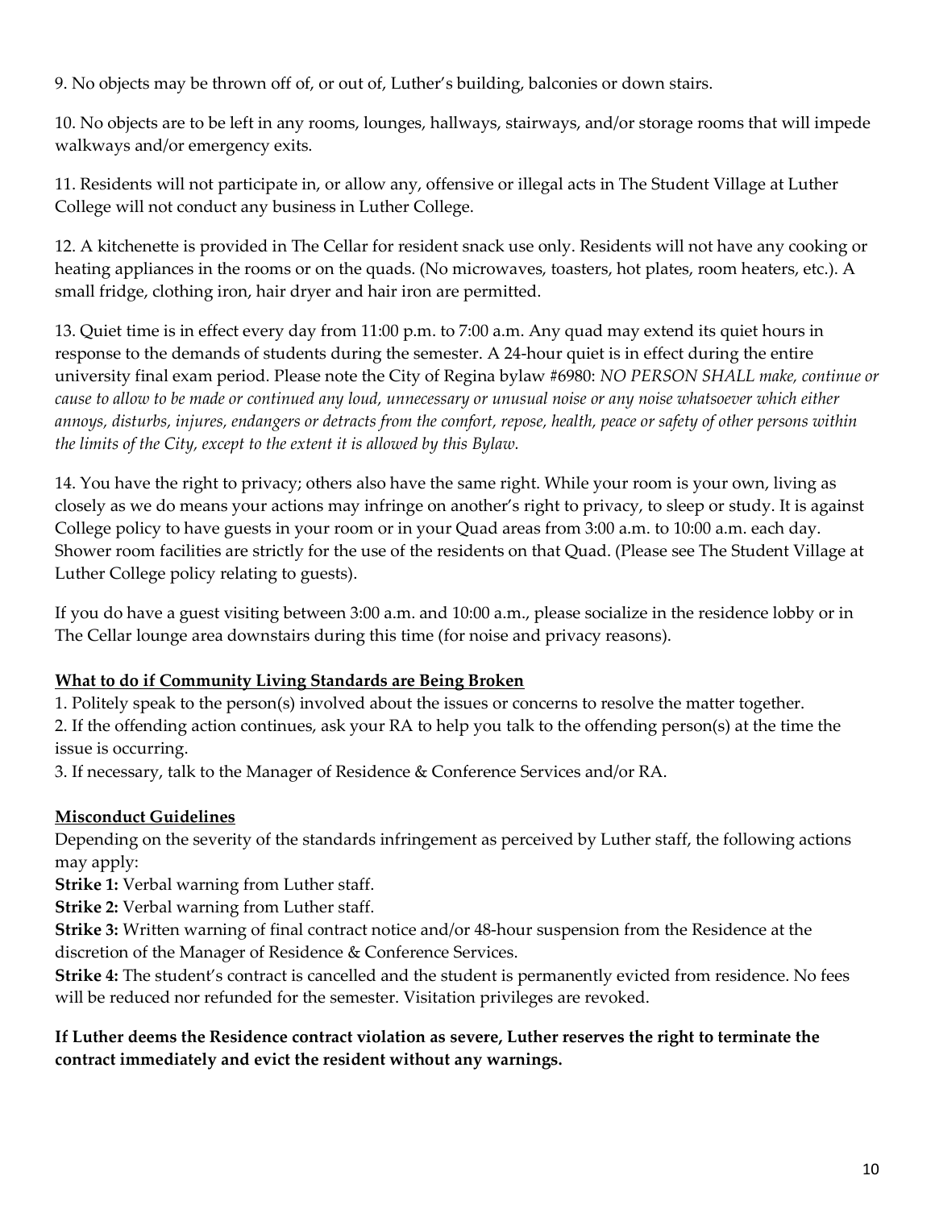9. No objects may be thrown off of, or out of, Luther's building, balconies or down stairs.

10. No objects are to be left in any rooms, lounges, hallways, stairways, and/or storage rooms that will impede walkways and/or emergency exits.

11. Residents will not participate in, or allow any, offensive or illegal acts in The Student Village at Luther College will not conduct any business in Luther College.

12. A kitchenette is provided in The Cellar for resident snack use only. Residents will not have any cooking or heating appliances in the rooms or on the quads. (No microwaves, toasters, hot plates, room heaters, etc.). A small fridge, clothing iron, hair dryer and hair iron are permitted.

13. Quiet time is in effect every day from 11:00 p.m. to 7:00 a.m. Any quad may extend its quiet hours in response to the demands of students during the semester. A 24-hour quiet is in effect during the entire university final exam period. Please note the City of Regina bylaw #6980: *NO PERSON SHALL make, continue or cause to allow to be made or continued any loud, unnecessary or unusual noise or any noise whatsoever which either annoys, disturbs, injures, endangers or detracts from the comfort, repose, health, peace or safety of other persons within the limits of the City, except to the extent it is allowed by this Bylaw.*

14. You have the right to privacy; others also have the same right. While your room is your own, living as closely as we do means your actions may infringe on another's right to privacy, to sleep or study. It is against College policy to have guests in your room or in your Quad areas from 3:00 a.m. to 10:00 a.m. each day. Shower room facilities are strictly for the use of the residents on that Quad. (Please see The Student Village at Luther College policy relating to guests).

If you do have a guest visiting between 3:00 a.m. and 10:00 a.m., please socialize in the residence lobby or in The Cellar lounge area downstairs during this time (for noise and privacy reasons).

**What to do if Community Living Standards are Being Broken**

1. Politely speak to the person(s) involved about the issues or concerns to resolve the matter together.
2. If the offending action continues, ask your RA to help you talk to the offending person(s) at the time the issue is occurring.
3. If necessary, talk to the Manager of Residence & Conference Services and/or RA.

**Misconduct Guidelines**

Depending on the severity of the standards infringement as perceived by Luther staff, the following actions may apply:

**Strike 1:** Verbal warning from Luther staff.
**Strike 2:** Verbal warning from Luther staff.
**Strike 3:** Written warning of final contract notice and/or 48-hour suspension from the Residence at the discretion of the Manager of Residence & Conference Services.
**Strike 4:** The student's contract is cancelled and the student is permanently evicted from residence. No fees will be reduced nor refunded for the semester. Visitation privileges are revoked.

**If Luther deems the Residence contract violation as severe, Luther reserves the right to terminate the contract immediately and evict the resident without any warnings.**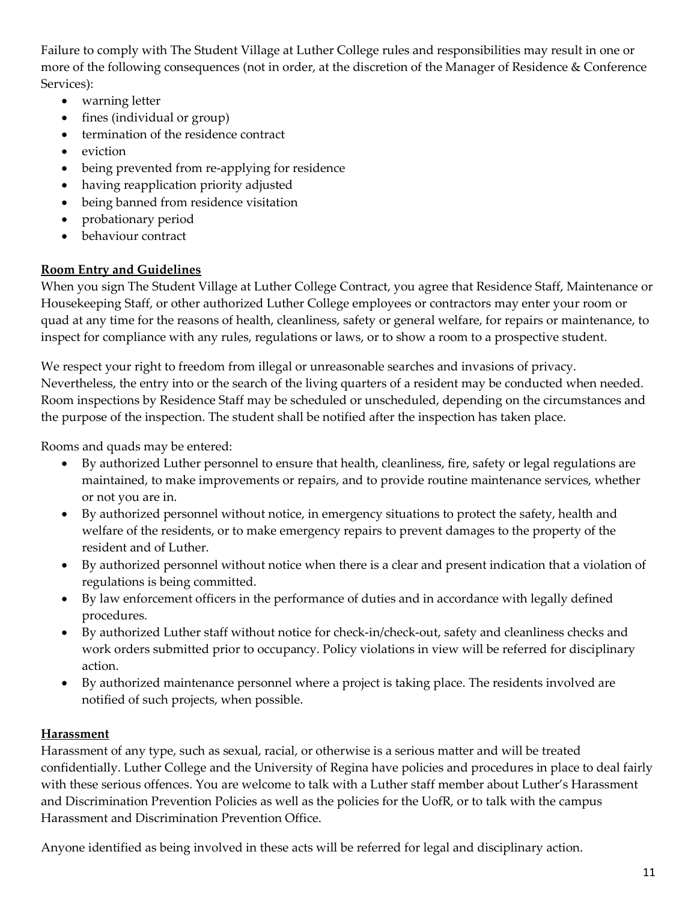Failure to comply with The Student Village at Luther College rules and responsibilities may result in one or more of the following consequences (not in order, at the discretion of the Manager of Residence & Conference Services):

- warning letter
- fines (individual or group)
- termination of the residence contract
- eviction
- being prevented from re-applying for residence
- having reapplication priority adjusted
- being banned from residence visitation
- probationary period
- behaviour contract

## Room Entry and Guidelines

When you sign The Student Village at Luther College Contract, you agree that Residence Staff, Maintenance or Housekeeping Staff, or other authorized Luther College employees or contractors may enter your room or quad at any time for the reasons of health, cleanliness, safety or general welfare, for repairs or maintenance, to inspect for compliance with any rules, regulations or laws, or to show a room to a prospective student.

We respect your right to freedom from illegal or unreasonable searches and invasions of privacy. Nevertheless, the entry into or the search of the living quarters of a resident may be conducted when needed. Room inspections by Residence Staff may be scheduled or unscheduled, depending on the circumstances and the purpose of the inspection. The student shall be notified after the inspection has taken place.

Rooms and quads may be entered:

- By authorized Luther personnel to ensure that health, cleanliness, fire, safety or legal regulations are maintained, to make improvements or repairs, and to provide routine maintenance services, whether or not you are in.
- By authorized personnel without notice, in emergency situations to protect the safety, health and welfare of the residents, or to make emergency repairs to prevent damages to the property of the resident and of Luther.
- By authorized personnel without notice when there is a clear and present indication that a violation of regulations is being committed.
- By law enforcement officers in the performance of duties and in accordance with legally defined procedures.
- By authorized Luther staff without notice for check-in/check-out, safety and cleanliness checks and work orders submitted prior to occupancy. Policy violations in view will be referred for disciplinary action.
- By authorized maintenance personnel where a project is taking place. The residents involved are notified of such projects, when possible.

## Harassment

Harassment of any type, such as sexual, racial, or otherwise is a serious matter and will be treated confidentially. Luther College and the University of Regina have policies and procedures in place to deal fairly with these serious offences. You are welcome to talk with a Luther staff member about Luther's Harassment and Discrimination Prevention Policies as well as the policies for the UofR, or to talk with the campus Harassment and Discrimination Prevention Office.

Anyone identified as being involved in these acts will be referred for legal and disciplinary action.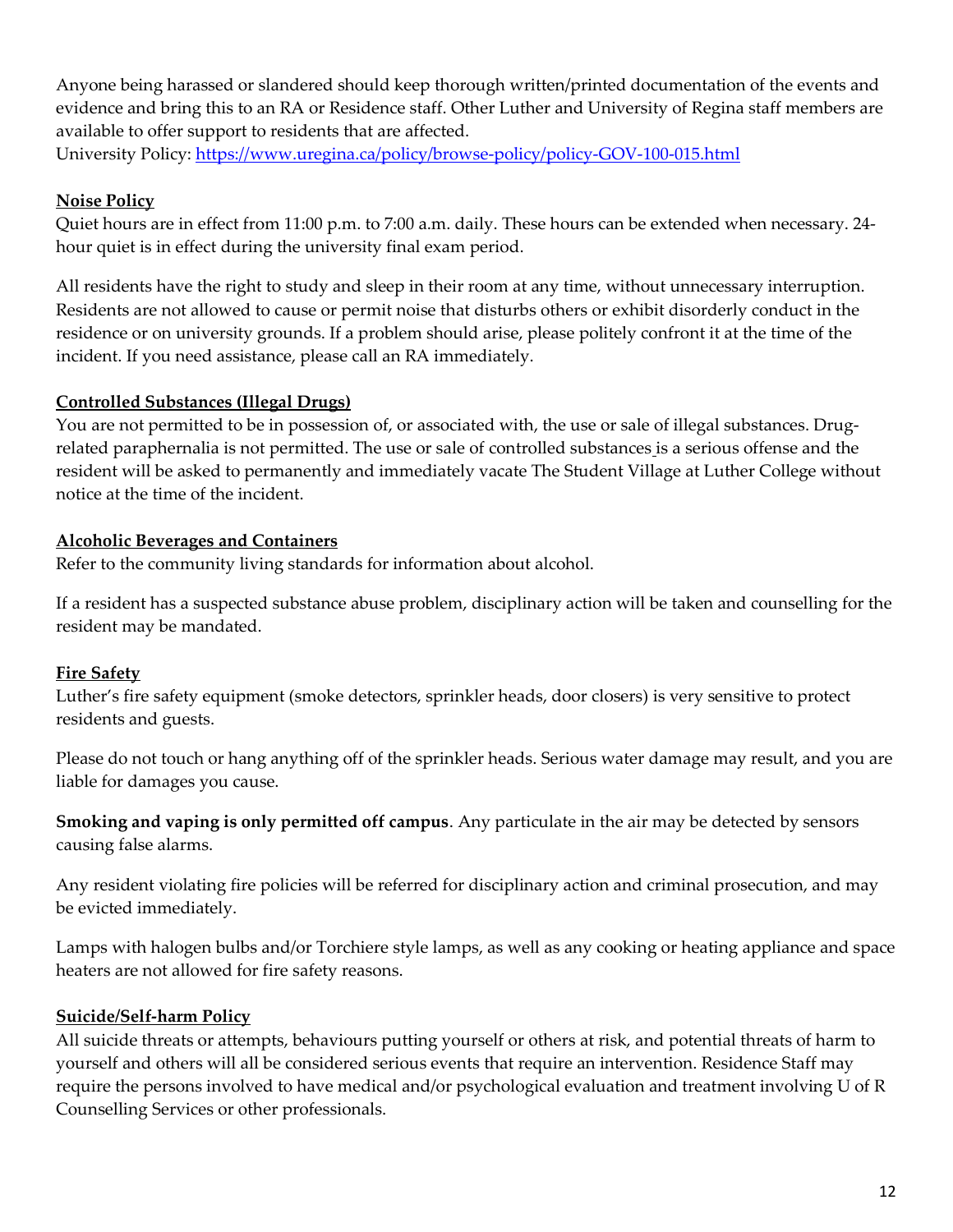Anyone being harassed or slandered should keep thorough written/printed documentation of the events and evidence and bring this to an RA or Residence staff. Other Luther and University of Regina staff members are available to offer support to residents that are affected.
University Policy: https://www.uregina.ca/policy/browse-policy/policy-GOV-100-015.html

**Noise Policy**

Quiet hours are in effect from 11:00 p.m. to 7:00 a.m. daily. These hours can be extended when necessary. 24-hour quiet is in effect during the university final exam period.

All residents have the right to study and sleep in their room at any time, without unnecessary interruption. Residents are not allowed to cause or permit noise that disturbs others or exhibit disorderly conduct in the residence or on university grounds. If a problem should arise, please politely confront it at the time of the incident. If you need assistance, please call an RA immediately.

**Controlled Substances (Illegal Drugs)**

You are not permitted to be in possession of, or associated with, the use or sale of illegal substances. Drug-related paraphernalia is not permitted. The use or sale of controlled substances is a serious offense and the resident will be asked to permanently and immediately vacate The Student Village at Luther College without notice at the time of the incident.

**Alcoholic Beverages and Containers**

Refer to the community living standards for information about alcohol.

If a resident has a suspected substance abuse problem, disciplinary action will be taken and counselling for the resident may be mandated.

**Fire Safety**

Luther's fire safety equipment (smoke detectors, sprinkler heads, door closers) is very sensitive to protect residents and guests.

Please do not touch or hang anything off of the sprinkler heads. Serious water damage may result, and you are liable for damages you cause.

**Smoking and vaping is only permitted off campus**. Any particulate in the air may be detected by sensors causing false alarms.

Any resident violating fire policies will be referred for disciplinary action and criminal prosecution, and may be evicted immediately.

Lamps with halogen bulbs and/or Torchiere style lamps, as well as any cooking or heating appliance and space heaters are not allowed for fire safety reasons.

**Suicide/Self-harm Policy**

All suicide threats or attempts, behaviours putting yourself or others at risk, and potential threats of harm to yourself and others will all be considered serious events that require an intervention. Residence Staff may require the persons involved to have medical and/or psychological evaluation and treatment involving U of R Counselling Services or other professionals.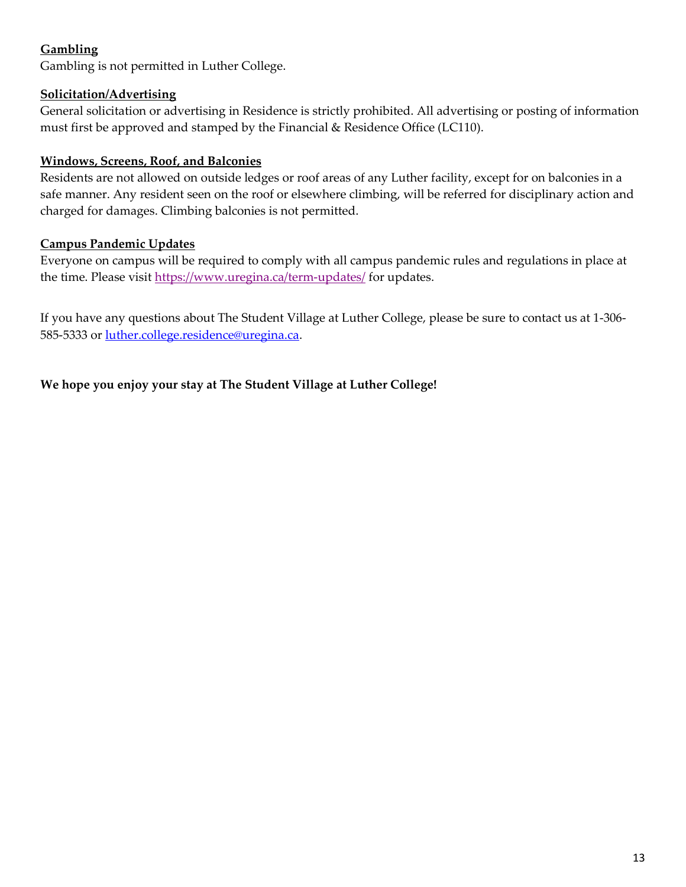**Gambling**

Gambling is not permitted in Luther College.

**Solicitation/Advertising**

General solicitation or advertising in Residence is strictly prohibited. All advertising or posting of information must first be approved and stamped by the Financial & Residence Office (LC110).

**Windows, Screens, Roof, and Balconies**

Residents are not allowed on outside ledges or roof areas of any Luther facility, except for on balconies in a safe manner. Any resident seen on the roof or elsewhere climbing, will be referred for disciplinary action and charged for damages. Climbing balconies is not permitted.

**Campus Pandemic Updates**

Everyone on campus will be required to comply with all campus pandemic rules and regulations in place at the time. Please visit https://www.uregina.ca/term-updates/ for updates.

If you have any questions about The Student Village at Luther College, please be sure to contact us at 1-306-585-5333 or luther.college.residence@uregina.ca.

**We hope you enjoy your stay at The Student Village at Luther College!**